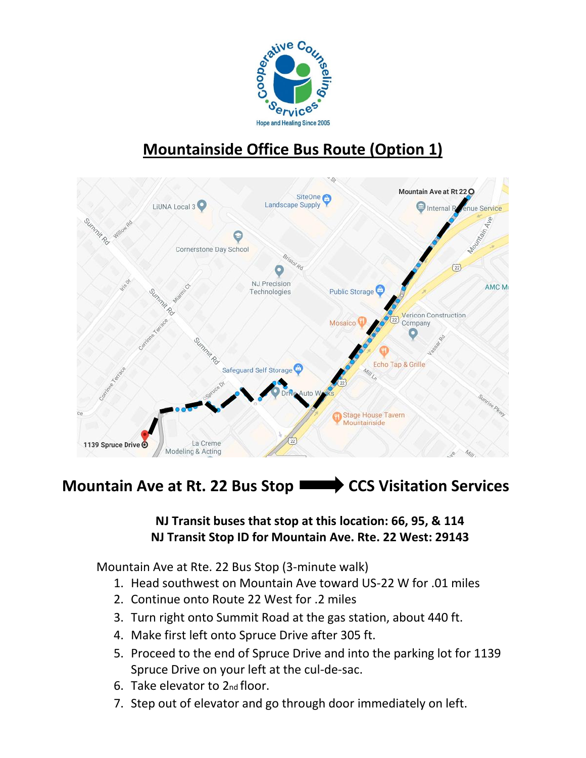# Mountainside Office Bus Route (Option 1)

## Mountain Ave at Rt. 22 Bus Stop ➡ CCS Visitation Services

**NJ Transit buses that stop at this location: 66, 95, & 114**
**NJ Transit Stop ID for Mountain Ave. Rte. 22 West: 29143**

Mountain Ave at Rte. 22 Bus Stop (3-minute walk)

1. Head southwest on Mountain Ave toward US-22 W for .01 miles
2. Continue onto Route 22 West for .2 miles
3. Turn right onto Summit Road at the gas station, about 440 ft.
4. Make first left onto Spruce Drive after 305 ft.
5. Proceed to the end of Spruce Drive and into the parking lot for 1139 Spruce Drive on your left at the cul-de-sac.
6. Take elevator to 2nd floor.
7. Step out of elevator and go through door immediately on left.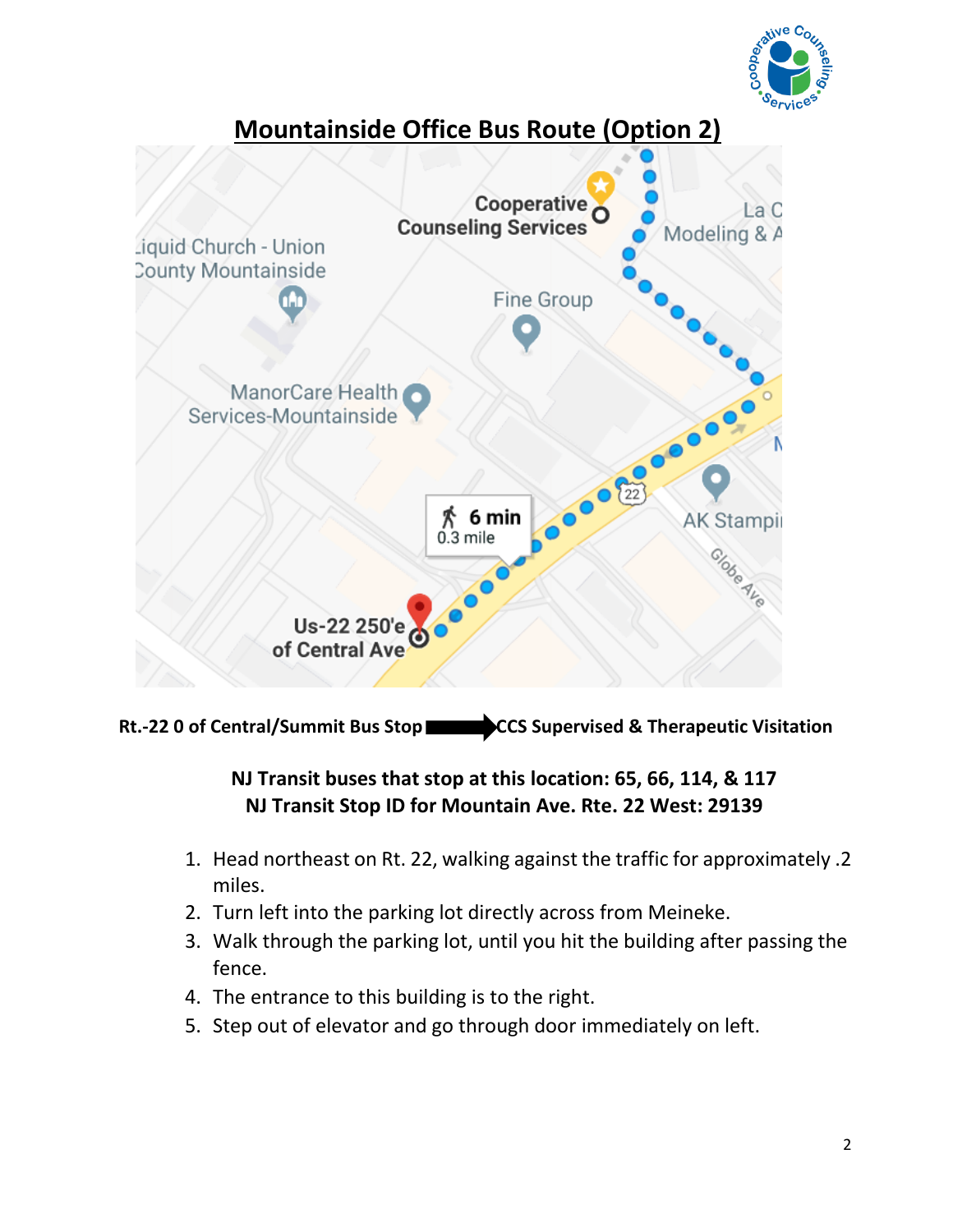# Mountainside Office Bus Route (Option 2)

**Rt.-22 0 of Central/Summit Bus Stop ➡ CCS Supervised & Therapeutic Visitation**

**NJ Transit buses that stop at this location: 65, 66, 114, & 117**
**NJ Transit Stop ID for Mountain Ave. Rte. 22 West: 29139**

1. Head northeast on Rt. 22, walking against the traffic for approximately .2 miles.
2. Turn left into the parking lot directly across from Meineke.
3. Walk through the parking lot, until you hit the building after passing the fence.
4. The entrance to this building is to the right.
5. Step out of elevator and go through door immediately on left.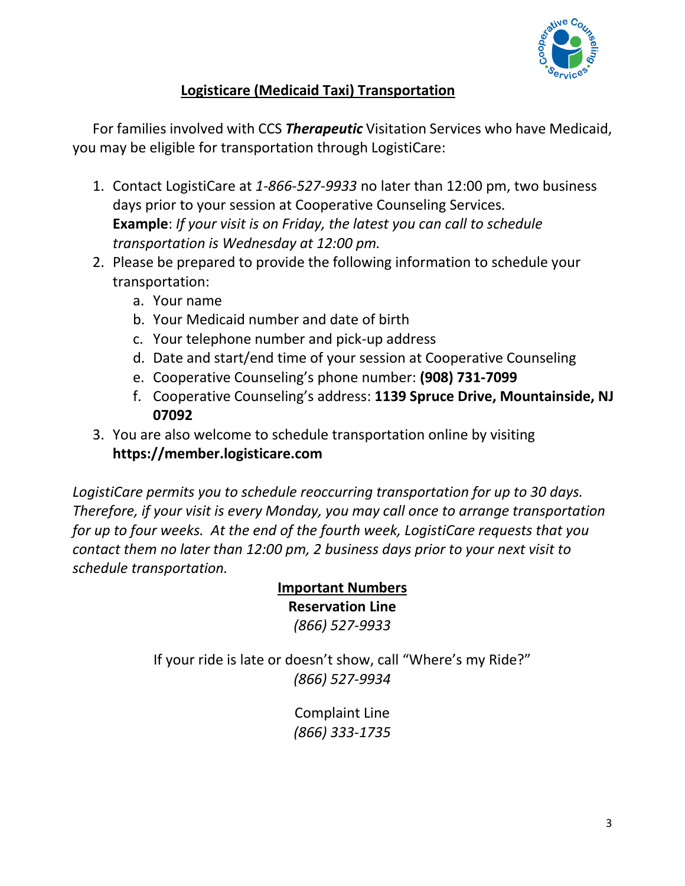## Logisticare (Medicaid Taxi) Transportation

For families involved with CCS ***Therapeutic*** Visitation Services who have Medicaid, you may be eligible for transportation through LogistiCare:

1. Contact LogistiCare at *1-866-527-9933* no later than 12:00 pm, two business days prior to your session at Cooperative Counseling Services.
   **Example**: *If your visit is on Friday, the latest you can call to schedule transportation is Wednesday at 12:00 pm.*
2. Please be prepared to provide the following information to schedule your transportation:
   a. Your name
   b. Your Medicaid number and date of birth
   c. Your telephone number and pick-up address
   d. Date and start/end time of your session at Cooperative Counseling
   e. Cooperative Counseling's phone number: **(908) 731-7099**
   f. Cooperative Counseling's address: **1139 Spruce Drive, Mountainside, NJ 07092**
3. You are also welcome to schedule transportation online by visiting **https://member.logisticare.com**

*LogistiCare permits you to schedule reoccurring transportation for up to 30 days. Therefore, if your visit is every Monday, you may call once to arrange transportation for up to four weeks. At the end of the fourth week, LogistiCare requests that you contact them no later than 12:00 pm, 2 business days prior to your next visit to schedule transportation.*

**Important Numbers**

**Reservation Line**
*(866) 527-9933*

If your ride is late or doesn't show, call "Where's my Ride?"
*(866) 527-9934*

Complaint Line
*(866) 333-1735*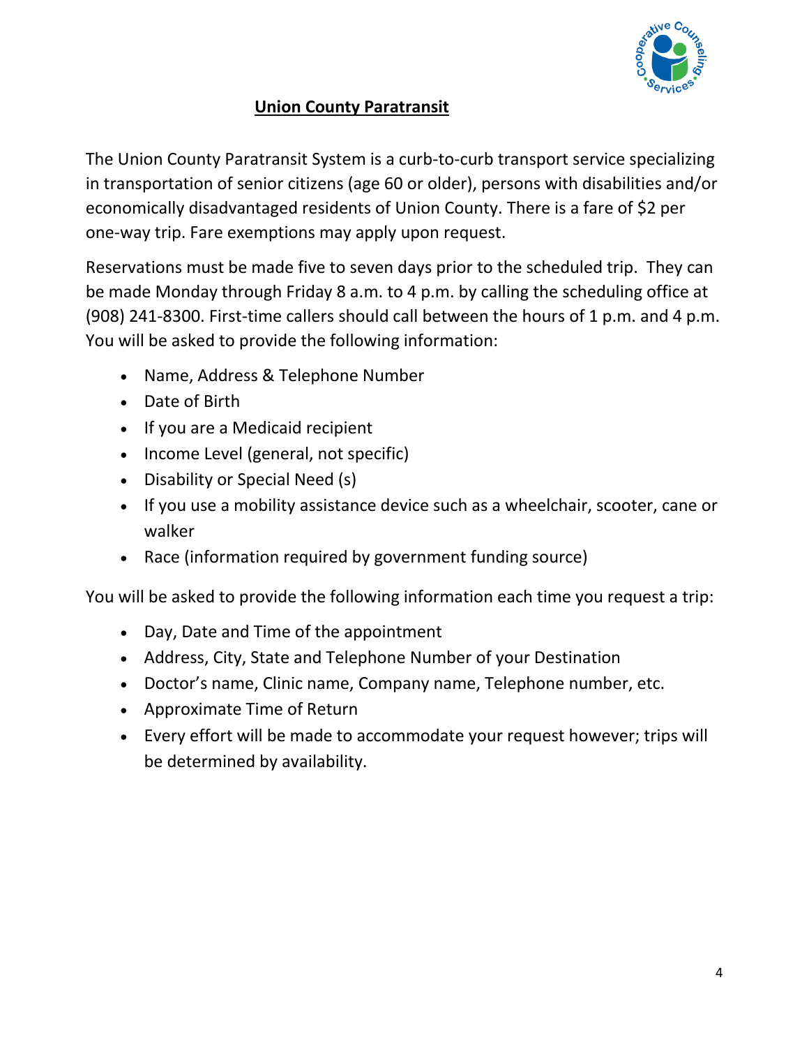## Union County Paratransit

The Union County Paratransit System is a curb-to-curb transport service specializing in transportation of senior citizens (age 60 or older), persons with disabilities and/or economically disadvantaged residents of Union County. There is a fare of $2 per one-way trip. Fare exemptions may apply upon request.

Reservations must be made five to seven days prior to the scheduled trip. They can be made Monday through Friday 8 a.m. to 4 p.m. by calling the scheduling office at (908) 241-8300. First-time callers should call between the hours of 1 p.m. and 4 p.m. You will be asked to provide the following information:

- Name, Address & Telephone Number
- Date of Birth
- If you are a Medicaid recipient
- Income Level (general, not specific)
- Disability or Special Need (s)
- If you use a mobility assistance device such as a wheelchair, scooter, cane or walker
- Race (information required by government funding source)

You will be asked to provide the following information each time you request a trip:

- Day, Date and Time of the appointment
- Address, City, State and Telephone Number of your Destination
- Doctor's name, Clinic name, Company name, Telephone number, etc.
- Approximate Time of Return
- Every effort will be made to accommodate your request however; trips will be determined by availability.